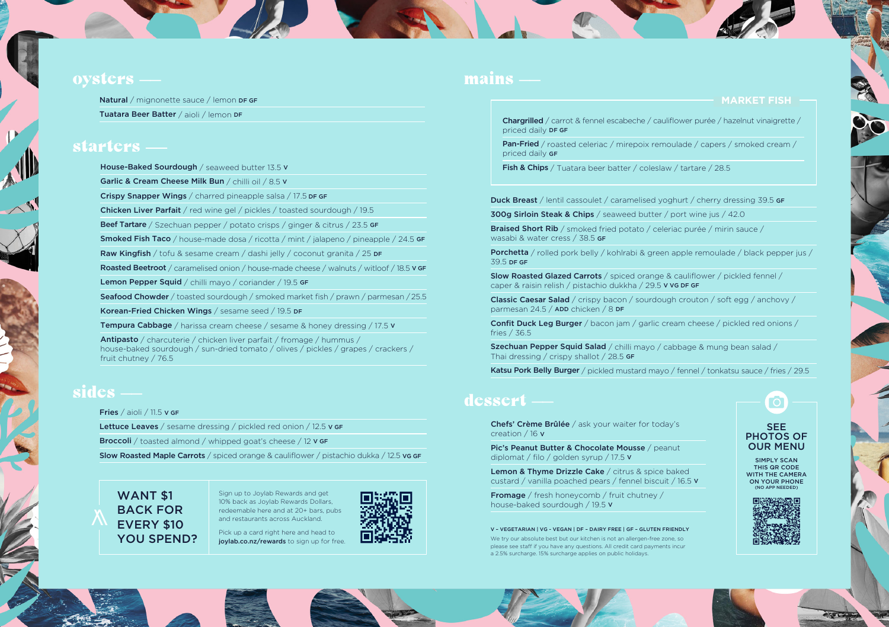## oysters

**Natural** / mignonette sauce / lemon DF GF

**Tuatara Beer Batter** / aioli / lemon DF

## starters

**House-Baked Sourdough** / seaweed butter 13.5 V

**Garlic & Cream Cheese Milk Bun** / chilli oil / 8.5 V

**Crispy Snapper Wings** / charred pineapple salsa / 17.5 DF GF

**Chicken Liver Parfait** / red wine gel / pickles / toasted sourdough / 19.5

**Beef Tartare** / Szechuan pepper / potato crisps / ginger & citrus / 23.5 GF

**Smoked Fish Taco** / house-made dosa / ricotta / mint / jalapeno / pineapple / 24.5 GF

**Raw Kingfish** / tofu & sesame cream / dashi jelly / coconut granita / 25 DF

**Roasted Beetroot** / caramelised onion / house-made cheese / walnuts / witloof / 18.5 V GF

**Lemon Pepper Squid** / chilli mayo / coriander / 19.5 GF

**Seafood Chowder** / toasted sourdough / smoked market fish / prawn / parmesan / 25.5

**Korean-Fried Chicken Wings** / sesame seed / 19.5 DF

**Tempura Cabbage** / harissa cream cheese / sesame & honey dressing / 17.5 V

**Antipasto** / charcuterie / chicken liver parfait / fromage / hummus / house-baked sourdough / sun-dried tomato / olives / pickles / grapes / crackers / fruit chutney / 76.5

## sides

**Fries** / aioli / 11.5 V GF

**Lettuce Leaves** / sesame dressing / pickled red onion / 12.5 V GF

**Broccoli** / toasted almond / whipped goat's cheese / 12 V GF

**Slow Roasted Maple Carrots** / spiced orange & cauliflower / pistachio dukka / 12.5 VG GF

**WANT $1 BACK FOR EVERY $10 YOU SPEND?**

Sign up to Joylab Rewards and get 10% back as Joylab Rewards Dollars, redeemable here and at 20+ bars, pubs and restaurants across Auckland.

Pick up a card right here and head to **joylab.co.nz/rewards** to sign up for free.

## mains

### MARKET FISH

**Chargrilled** / carrot & fennel escabeche / cauliflower purée / hazelnut vinaigrette / priced daily DF GF

**Pan-Fried** / roasted celeriac / mirepoix remoulade / capers / smoked cream / priced daily GF

**Fish & Chips** / Tuatara beer batter / coleslaw / tartare / 28.5

**Duck Breast** / lentil cassoulet / caramelised yoghurt / cherry dressing 39.5 GF

**300g Sirloin Steak & Chips** / seaweed butter / port wine jus / 42.0

**Braised Short Rib** / smoked fried potato / celeriac purée / mirin sauce / wasabi & water cress / 38.5 GF

**Porchetta** / rolled pork belly / kohlrabi & green apple remoulade / black pepper jus / 39.5 DF GF

**Slow Roasted Glazed Carrots** / spiced orange & cauliflower / pickled fennel / caper & raisin relish / pistachio dukkha / 29.5 V VG DF GF

**Classic Caesar Salad** / crispy bacon / sourdough crouton / soft egg / anchovy / parmesan 24.5 / ADD chicken / 8 DF

**Confit Duck Leg Burger** / bacon jam / garlic cream cheese / pickled red onions / fries / 36.5

**Szechuan Pepper Squid Salad** / chilli mayo / cabbage & mung bean salad / Thai dressing / crispy shallot / 28.5 GF

**Katsu Pork Belly Burger** / pickled mustard mayo / fennel / tonkatsu sauce / fries / 29.5

## dessert

**Chefs' Crème Brûlée** / ask your waiter for today's creation / 16 V

**Pic's Peanut Butter & Chocolate Mousse** / peanut diplomat / filo / golden syrup / 17.5 V

**Lemon & Thyme Drizzle Cake** / citrus & spice baked custard / vanilla poached pears / fennel biscuit / 16.5 V

**Fromage** / fresh honeycomb / fruit chutney / house-baked sourdough / 19.5 V

V - VEGETARIAN | VG - VEGAN | DF - DAIRY FREE | GF - GLUTEN FRIENDLY

We try our absolute best but our kitchen is not an allergen-free zone, so please see staff if you have any questions. All credit card payments incur a 2.5% surcharge. 15% surcharge applies on public holidays.

**SEE PHOTOS OF OUR MENU**

SIMPLY SCAN THIS QR CODE WITH THE CAMERA ON YOUR PHONE (NO APP NEEDED)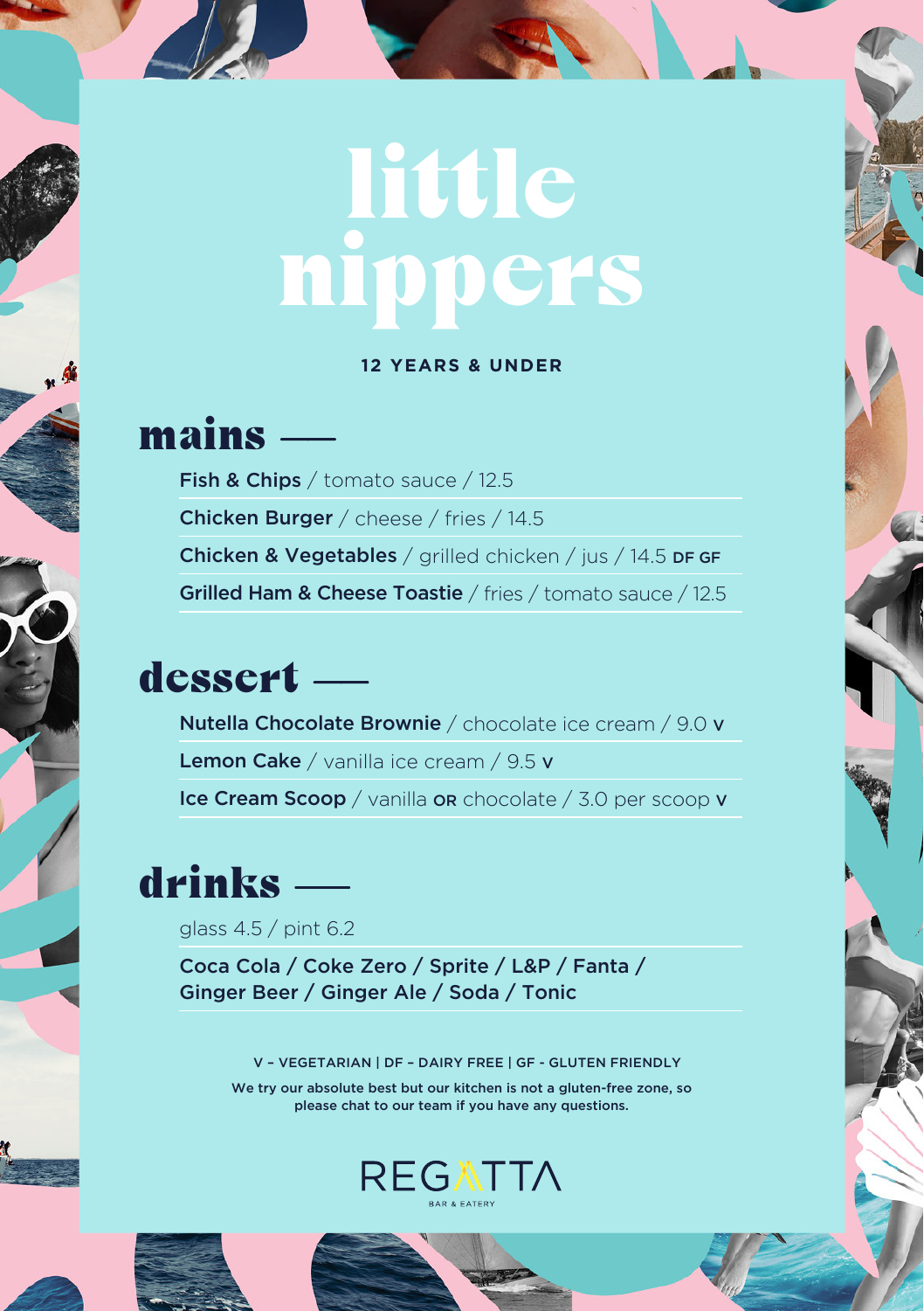# little nippers

**12 YEARS & UNDER**

## mains

**Fish & Chips** / tomato sauce / 12.5

**Chicken Burger** / cheese / fries / 14.5

**Chicken & Vegetables** / grilled chicken / jus / 14.5 **DF GF**

**Grilled Ham & Cheese Toastie** / fries / tomato sauce / 12.5

## dessert

**Nutella Chocolate Brownie** / chocolate ice cream / 9.0 **V**

**Lemon Cake** / vanilla ice cream / 9.5 **V**

**Ice Cream Scoop** / vanilla **OR** chocolate / 3.0 per scoop **V**

## drinks

glass 4.5 / pint 6.2

**Coca Cola / Coke Zero / Sprite / L&P / Fanta / Ginger Beer / Ginger Ale / Soda / Tonic**

V - VEGETARIAN | DF - DAIRY FREE | GF - GLUTEN FRIENDLY

We try our absolute best but our kitchen is not a gluten-free zone, so please chat to our team if you have any questions.

REGATTA
BAR & EATERY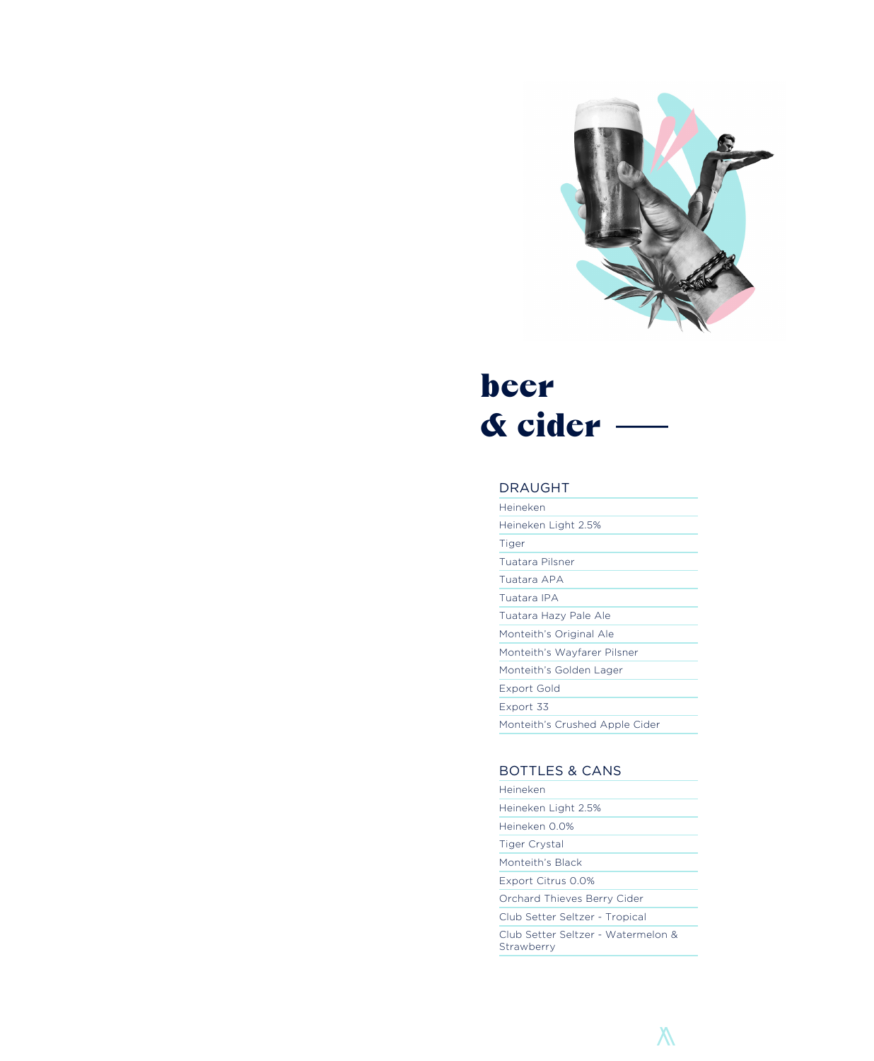# beer & cider

## DRAUGHT

- Heineken
- Heineken Light 2.5%
- Tiger
- Tuatara Pilsner
- Tuatara APA
- Tuatara IPA
- Tuatara Hazy Pale Ale
- Monteith's Original Ale
- Monteith's Wayfarer Pilsner
- Monteith's Golden Lager
- Export Gold
- Export 33
- Monteith's Crushed Apple Cider

## BOTTLES & CANS

- Heineken
- Heineken Light 2.5%
- Heineken 0.0%
- Tiger Crystal
- Monteith's Black
- Export Citrus 0.0%
- Orchard Thieves Berry Cider
- Club Setter Seltzer - Tropical
- Club Setter Seltzer - Watermelon & Strawberry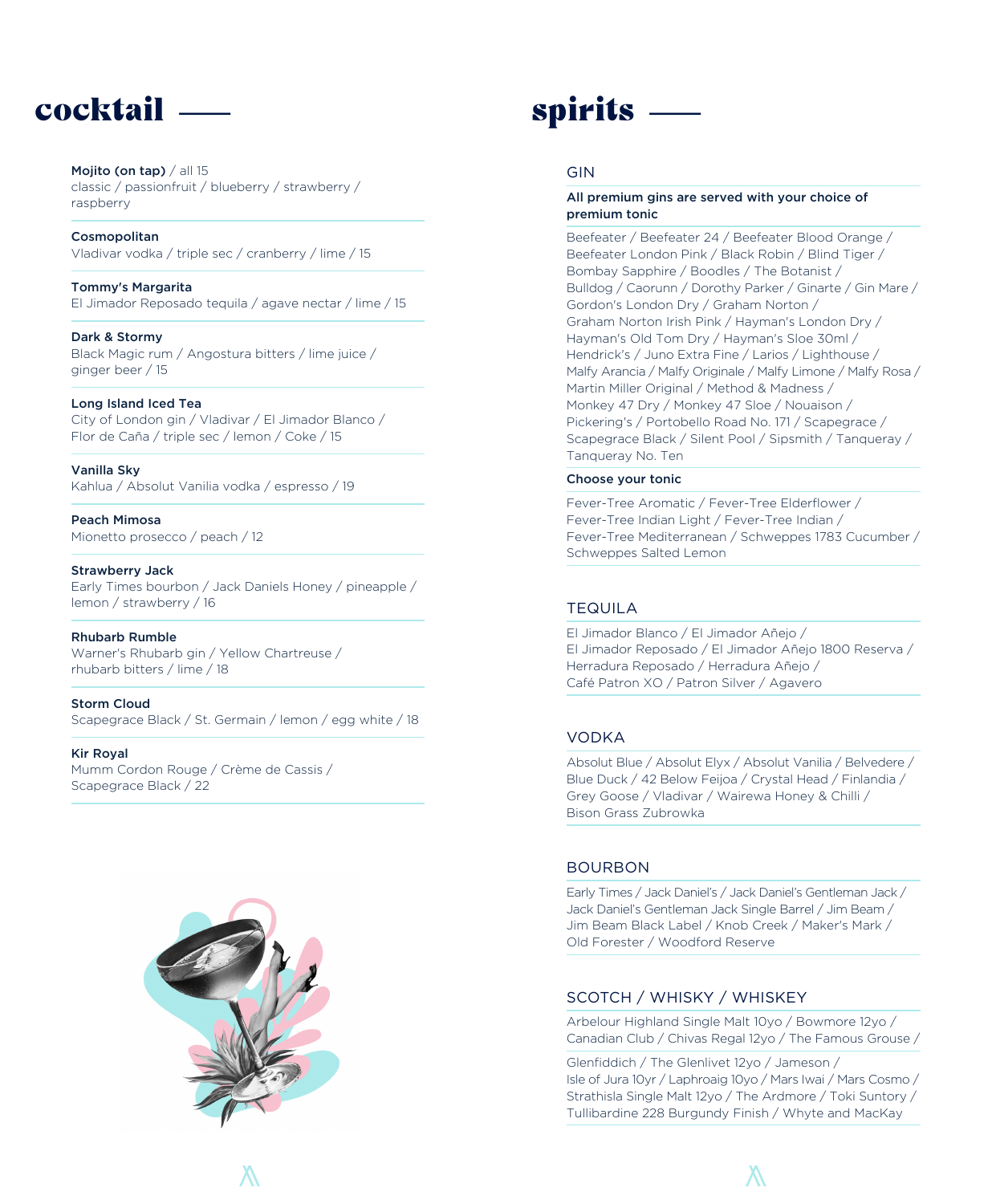# cocktail

**Mojito (on tap)** / all 15
classic / passionfruit / blueberry / strawberry / raspberry

**Cosmopolitan**
Vladivar vodka / triple sec / cranberry / lime / 15

**Tommy's Margarita**
El Jimador Reposado tequila / agave nectar / lime / 15

**Dark & Stormy**
Black Magic rum / Angostura bitters / lime juice / ginger beer / 15

**Long Island Iced Tea**
City of London gin / Vladivar / El Jimador Blanco / Flor de Caña / triple sec / lemon / Coke / 15

**Vanilla Sky**
Kahlua / Absolut Vanilia vodka / espresso / 19

**Peach Mimosa**
Mionetto prosecco / peach / 12

**Strawberry Jack**
Early Times bourbon / Jack Daniels Honey / pineapple / lemon / strawberry / 16

**Rhubarb Rumble**
Warner's Rhubarb gin / Yellow Chartreuse / rhubarb bitters / lime / 18

**Storm Cloud**
Scapegrace Black / St. Germain / lemon / egg white / 18

**Kir Royal**
Mumm Cordon Rouge / Crème de Cassis / Scapegrace Black / 22

# spirits

## GIN

**All premium gins are served with your choice of premium tonic**

Beefeater / Beefeater 24 / Beefeater Blood Orange / Beefeater London Pink / Black Robin / Blind Tiger / Bombay Sapphire / Boodles / The Botanist / Bulldog / Caorunn / Dorothy Parker / Ginarte / Gin Mare / Gordon's London Dry / Graham Norton / Graham Norton Irish Pink / Hayman's London Dry / Hayman's Old Tom Dry / Hayman's Sloe 30ml / Hendrick's / Juno Extra Fine / Larios / Lighthouse / Malfy Arancia / Malfy Originale / Malfy Limone / Malfy Rosa / Martin Miller Original / Method & Madness / Monkey 47 Dry / Monkey 47 Sloe / Nouaison / Pickering's / Portobello Road No. 171 / Scapegrace / Scapegrace Black / Silent Pool / Sipsmith / Tanqueray / Tanqueray No. Ten

**Choose your tonic**

Fever-Tree Aromatic / Fever-Tree Elderflower / Fever-Tree Indian Light / Fever-Tree Indian / Fever-Tree Mediterranean / Schweppes 1783 Cucumber / Schweppes Salted Lemon

## TEQUILA

El Jimador Blanco / El Jimador Añejo / El Jimador Reposado / El Jimador Añejo 1800 Reserva / Herradura Reposado / Herradura Añejo / Café Patron XO / Patron Silver / Agavero

## VODKA

Absolut Blue / Absolut Elyx / Absolut Vanilia / Belvedere / Blue Duck / 42 Below Feijoa / Crystal Head / Finlandia / Grey Goose / Vladivar / Wairewa Honey & Chilli / Bison Grass Zubrowka

## BOURBON

Early Times / Jack Daniel's / Jack Daniel's Gentleman Jack / Jack Daniel's Gentleman Jack Single Barrel / Jim Beam / Jim Beam Black Label / Knob Creek / Maker's Mark / Old Forester / Woodford Reserve

## SCOTCH / WHISKY / WHISKEY

Arbelour Highland Single Malt 10yo / Bowmore 12yo / Canadian Club / Chivas Regal 12yo / The Famous Grouse /

Glenfiddich / The Glenlivet 12yo / Jameson / Isle of Jura 10yr / Laphroaig 10yo / Mars Iwai / Mars Cosmo / Strathisla Single Malt 12yo / The Ardmore / Toki Suntory / Tullibardine 228 Burgundy Finish / Whyte and MacKay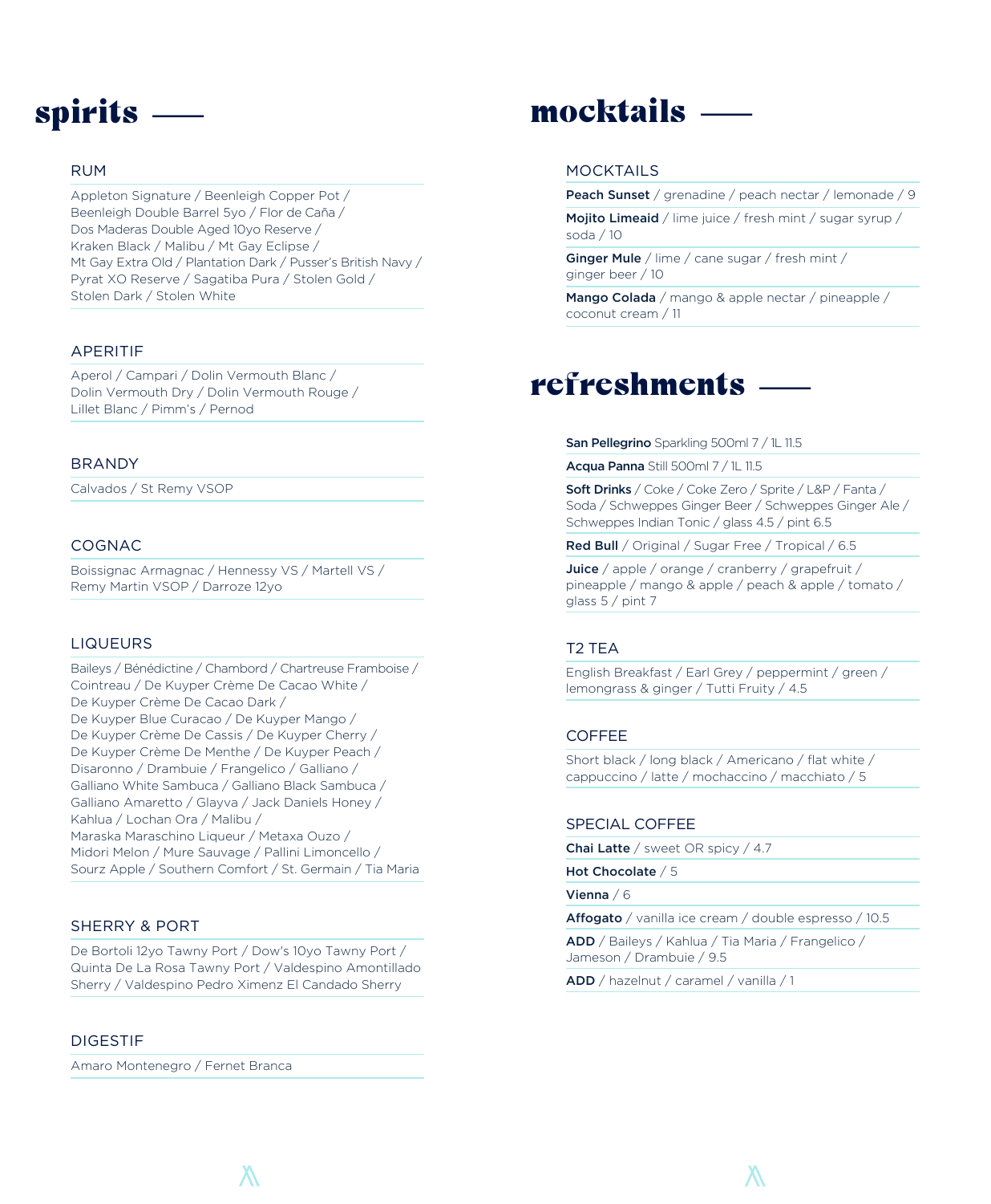# spirits

## RUM

Appleton Signature / Beenleigh Copper Pot / Beenleigh Double Barrel 5yo / Flor de Caña / Dos Maderas Double Aged 10yo Reserve / Kraken Black / Malibu / Mt Gay Eclipse / Mt Gay Extra Old / Plantation Dark / Pusser's British Navy / Pyrat XO Reserve / Sagatiba Pura / Stolen Gold / Stolen Dark / Stolen White

## APERITIF

Aperol / Campari / Dolin Vermouth Blanc / Dolin Vermouth Dry / Dolin Vermouth Rouge / Lillet Blanc / Pimm's / Pernod

## BRANDY

Calvados / St Remy VSOP

## COGNAC

Boissignac Armagnac / Hennessy VS / Martell VS / Remy Martin VSOP / Darroze 12yo

## LIQUEURS

Baileys / Bénédictine / Chambord / Chartreuse Framboise / Cointreau / De Kuyper Crème De Cacao White / De Kuyper Crème De Cacao Dark / De Kuyper Blue Curacao / De Kuyper Mango / De Kuyper Crème De Cassis / De Kuyper Cherry / De Kuyper Crème De Menthe / De Kuyper Peach / Disaronno / Drambuie / Frangelico / Galliano / Galliano White Sambuca / Galliano Black Sambuca / Galliano Amaretto / Glayva / Jack Daniels Honey / Kahlua / Lochan Ora / Malibu / Maraska Maraschino Liqueur / Metaxa Ouzo / Midori Melon / Mure Sauvage / Pallini Limoncello / Sourz Apple / Southern Comfort / St. Germain / Tia Maria

## SHERRY & PORT

De Bortoli 12yo Tawny Port / Dow's 10yo Tawny Port / Quinta De La Rosa Tawny Port / Valdespino Amontillado Sherry / Valdespino Pedro Ximenz El Candado Sherry

## DIGESTIF

Amaro Montenegro / Fernet Branca

# mocktails

## MOCKTAILS

**Peach Sunset** / grenadine / peach nectar / lemonade / 9

**Mojito Limeaid** / lime juice / fresh mint / sugar syrup / soda / 10

**Ginger Mule** / lime / cane sugar / fresh mint / ginger beer / 10

**Mango Colada** / mango & apple nectar / pineapple / coconut cream / 11

# refreshments

**San Pellegrino** Sparkling 500ml 7 / 1L 11.5

**Acqua Panna** Still 500ml 7 / 1L 11.5

**Soft Drinks** / Coke / Coke Zero / Sprite / L&P / Fanta / Soda / Schweppes Ginger Beer / Schweppes Ginger Ale / Schweppes Indian Tonic / glass 4.5 / pint 6.5

**Red Bull** / Original / Sugar Free / Tropical / 6.5

**Juice** / apple / orange / cranberry / grapefruit / pineapple / mango & apple / peach & apple / tomato / glass 5 / pint 7

## T2 TEA

English Breakfast / Earl Grey / peppermint / green / lemongrass & ginger / Tutti Fruity / 4.5

## COFFEE

Short black / long black / Americano / flat white / cappuccino / latte / mochaccino / macchiato / 5

## SPECIAL COFFEE

**Chai Latte** / sweet OR spicy / 4.7

**Hot Chocolate** / 5

**Vienna** / 6

**Affogato** / vanilla ice cream / double espresso / 10.5

**ADD** / Baileys / Kahlua / Tia Maria / Frangelico / Jameson / Drambuie / 9.5

**ADD** / hazelnut / caramel / vanilla / 1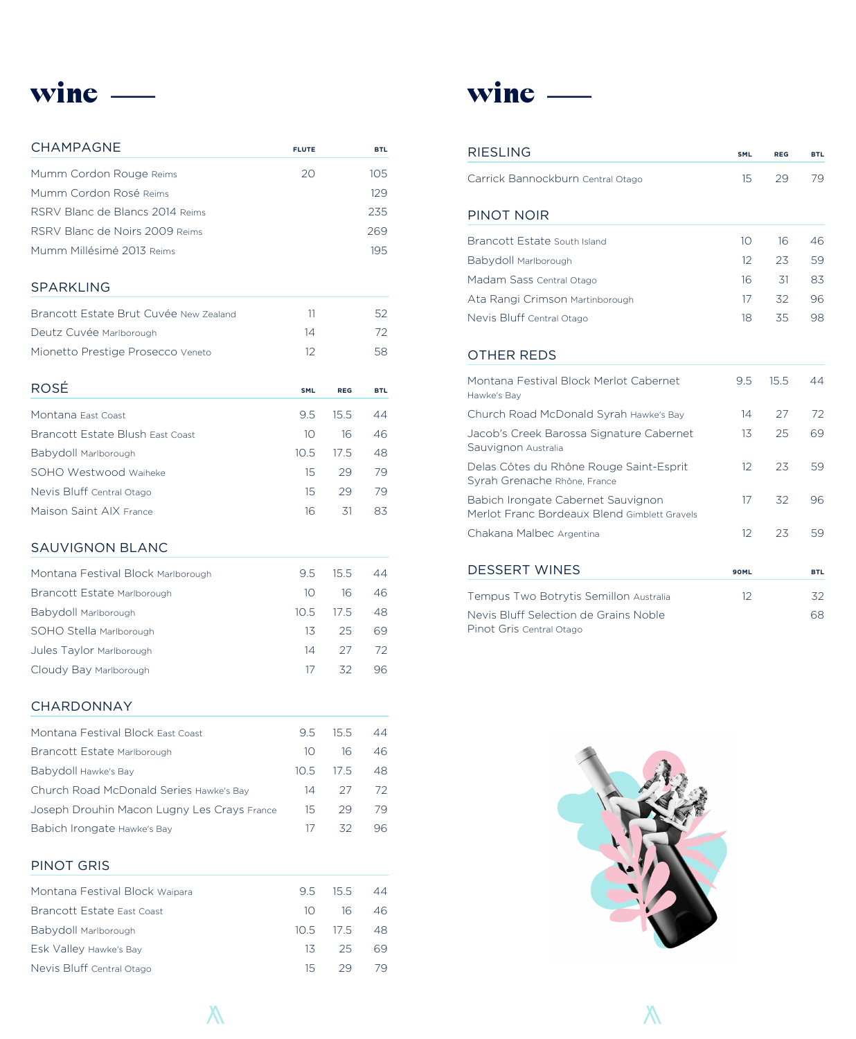# wine

## CHAMPAGNE

| | FLUTE | BTL |
|---|---|---|
| Mumm Cordon Rouge Reims | 20 | 105 |
| Mumm Cordon Rosé Reims | | 129 |
| RSRV Blanc de Blancs 2014 Reims | | 235 |
| RSRV Blanc de Noirs 2009 Reims | | 269 |
| Mumm Millésimé 2013 Reims | | 195 |

## SPARKLING

| | | |
|---|---|---|
| Brancott Estate Brut Cuvée New Zealand | 11 | 52 |
| Deutz Cuvée Marlborough | 14 | 72 |
| Mionetto Prestige Prosecco Veneto | 12 | 58 |

## ROSÉ

| | SML | REG | BTL |
|---|---|---|---|
| Montana East Coast | 9.5 | 15.5 | 44 |
| Brancott Estate Blush East Coast | 10 | 16 | 46 |
| Babydoll Marlborough | 10.5 | 17.5 | 48 |
| SOHO Westwood Waiheke | 15 | 29 | 79 |
| Nevis Bluff Central Otago | 15 | 29 | 79 |
| Maison Saint AIX France | 16 | 31 | 83 |

## SAUVIGNON BLANC

| | | | |
|---|---|---|---|
| Montana Festival Block Marlborough | 9.5 | 15.5 | 44 |
| Brancott Estate Marlborough | 10 | 16 | 46 |
| Babydoll Marlborough | 10.5 | 17.5 | 48 |
| SOHO Stella Marlborough | 13 | 25 | 69 |
| Jules Taylor Marlborough | 14 | 27 | 72 |
| Cloudy Bay Marlborough | 17 | 32 | 96 |

## CHARDONNAY

| | | | |
|---|---|---|---|
| Montana Festival Block East Coast | 9.5 | 15.5 | 44 |
| Brancott Estate Marlborough | 10 | 16 | 46 |
| Babydoll Hawke's Bay | 10.5 | 17.5 | 48 |
| Church Road McDonald Series Hawke's Bay | 14 | 27 | 72 |
| Joseph Drouhin Macon Lugny Les Crays France | 15 | 29 | 79 |
| Babich Irongate Hawke's Bay | 17 | 32 | 96 |

## PINOT GRIS

| | | | |
|---|---|---|---|
| Montana Festival Block Waipara | 9.5 | 15.5 | 44 |
| Brancott Estate East Coast | 10 | 16 | 46 |
| Babydoll Marlborough | 10.5 | 17.5 | 48 |
| Esk Valley Hawke's Bay | 13 | 25 | 69 |
| Nevis Bluff Central Otago | 15 | 29 | 79 |

# wine

## RIESLING

| | SML | REG | BTL |
|---|---|---|---|
| Carrick Bannockburn Central Otago | 15 | 29 | 79 |

## PINOT NOIR

| | | | |
|---|---|---|---|
| Brancott Estate South Island | 10 | 16 | 46 |
| Babydoll Marlborough | 12 | 23 | 59 |
| Madam Sass Central Otago | 16 | 31 | 83 |
| Ata Rangi Crimson Martinborough | 17 | 32 | 96 |
| Nevis Bluff Central Otago | 18 | 35 | 98 |

## OTHER REDS

| | | | |
|---|---|---|---|
| Montana Festival Block Merlot Cabernet Hawke's Bay | 9.5 | 15.5 | 44 |
| Church Road McDonald Syrah Hawke's Bay | 14 | 27 | 72 |
| Jacob's Creek Barossa Signature Cabernet Sauvignon Australia | 13 | 25 | 69 |
| Delas Côtes du Rhône Rouge Saint-Esprit Syrah Grenache Rhône, France | 12 | 23 | 59 |
| Babich Irongate Cabernet Sauvignon Merlot Franc Bordeaux Blend Gimblett Gravels | 17 | 32 | 96 |
| Chakana Malbec Argentina | 12 | 23 | 59 |

## DESSERT WINES

| | 90ML | BTL |
|---|---|---|
| Tempus Two Botrytis Semillon Australia | 12 | 32 |
| Nevis Bluff Selection de Grains Noble Pinot Gris Central Otago | | 68 |